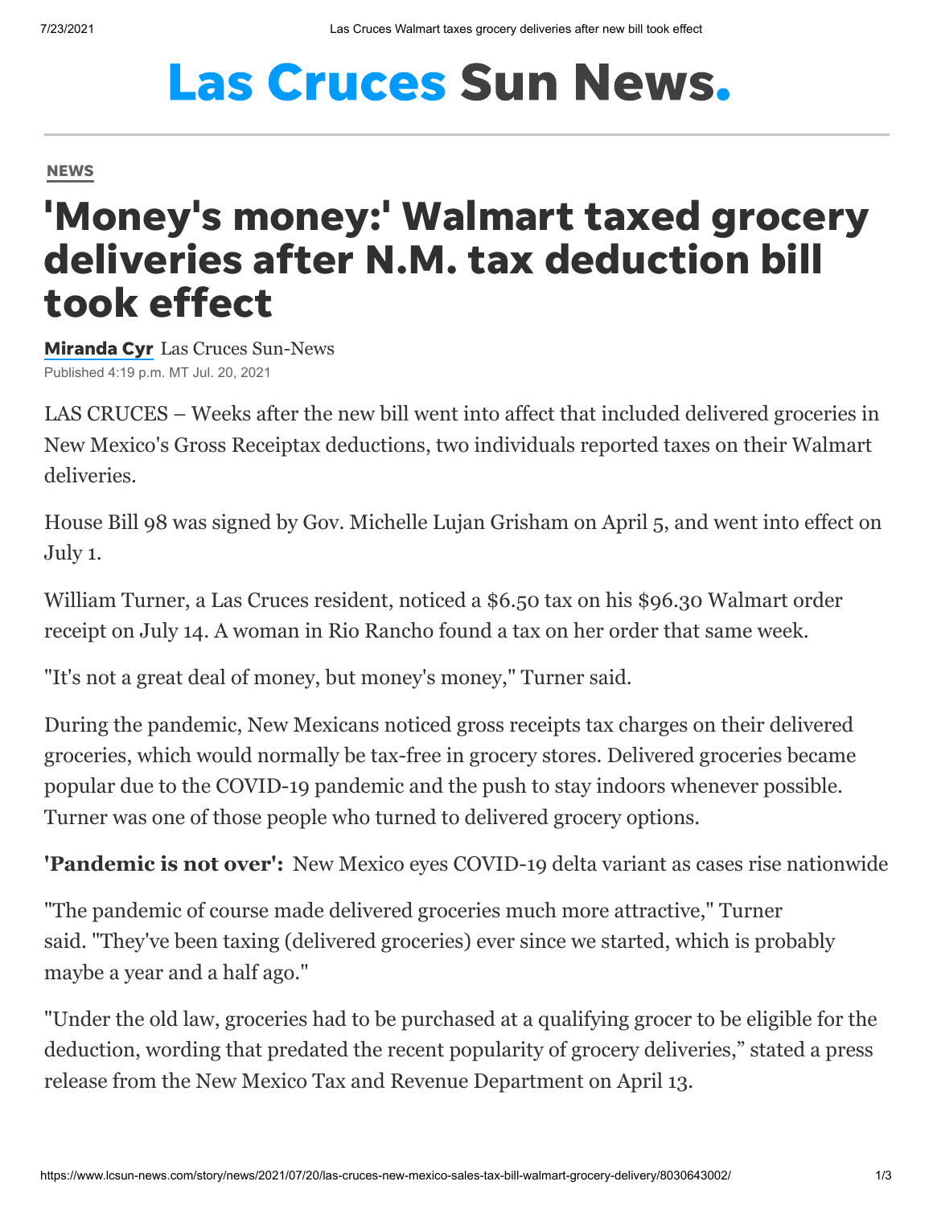# Las Cruces Sun News.

NEWS

# 'Money's money:' Walmart taxed grocery deliveries after N.M. tax deduction bill took effect

**Miranda Cyr** Las Cruces Sun-News

Published 4:19 p.m. MT Jul. 20, 2021

LAS CRUCES – Weeks after the new bill went into affect that included delivered groceries in New Mexico's Gross Receiptax deductions, two individuals reported taxes on their Walmart deliveries.

House Bill 98 was signed by Gov. Michelle Lujan Grisham on April 5, and went into effect on July 1.

William Turner, a Las Cruces resident, noticed a $6.50 tax on his $96.30 Walmart order receipt on July 14. A woman in Rio Rancho found a tax on her order that same week.

"It's not a great deal of money, but money's money," Turner said.

During the pandemic, New Mexicans noticed gross receipts tax charges on their delivered groceries, which would normally be tax-free in grocery stores. Delivered groceries became popular due to the COVID-19 pandemic and the push to stay indoors whenever possible. Turner was one of those people who turned to delivered grocery options.

**'Pandemic is not over':** New Mexico eyes COVID-19 delta variant as cases rise nationwide

"The pandemic of course made delivered groceries much more attractive," Turner said. "They've been taxing (delivered groceries) ever since we started, which is probably maybe a year and a half ago."

"Under the old law, groceries had to be purchased at a qualifying grocer to be eligible for the deduction, wording that predated the recent popularity of grocery deliveries," stated a press release from the New Mexico Tax and Revenue Department on April 13.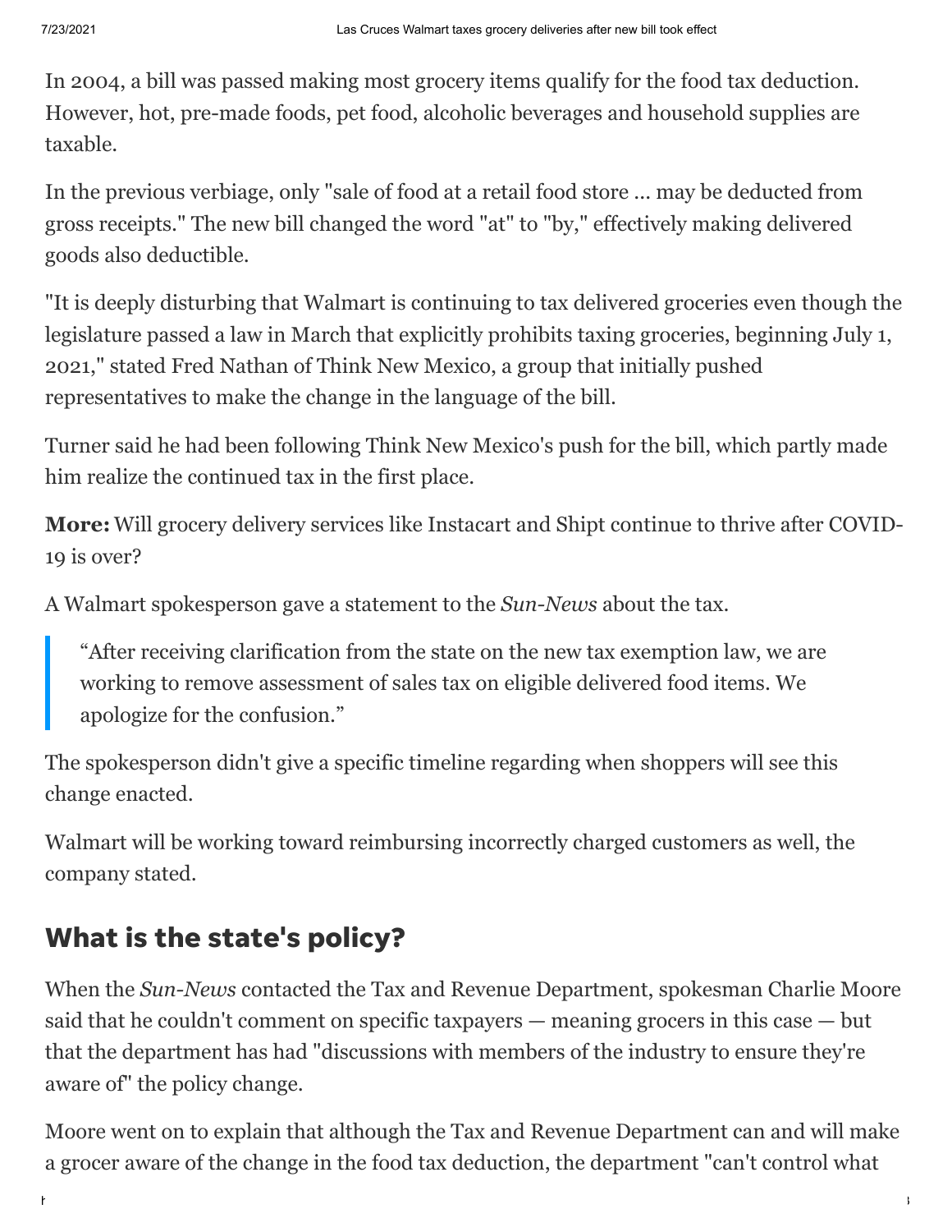In 2004, a bill was passed making most grocery items qualify for the food tax deduction. However, hot, pre-made foods, pet food, alcoholic beverages and household supplies are taxable.

In the previous verbiage, only "sale of food at a retail food store ... may be deducted from gross receipts." The new bill changed the word "at" to "by," effectively making delivered goods also deductible.

"It is deeply disturbing that Walmart is continuing to tax delivered groceries even though the legislature passed a law in March that explicitly prohibits taxing groceries, beginning July 1, 2021," stated Fred Nathan of Think New Mexico, a group that initially pushed representatives to make the change in the language of the bill.

Turner said he had been following Think New Mexico's push for the bill, which partly made him realize the continued tax in the first place.

**More:** Will grocery delivery services like Instacart and Shipt continue to thrive after COVID-19 is over?

A Walmart spokesperson gave a statement to the *Sun-News* about the tax.

> "After receiving clarification from the state on the new tax exemption law, we are working to remove assessment of sales tax on eligible delivered food items. We apologize for the confusion."

The spokesperson didn't give a specific timeline regarding when shoppers will see this change enacted.

Walmart will be working toward reimbursing incorrectly charged customers as well, the company stated.

## What is the state's policy?

When the *Sun-News* contacted the Tax and Revenue Department, spokesman Charlie Moore said that he couldn't comment on specific taxpayers — meaning grocers in this case — but that the department has had "discussions with members of the industry to ensure they're aware of" the policy change.

Moore went on to explain that although the Tax and Revenue Department can and will make a grocer aware of the change in the food tax deduction, the department "can't control what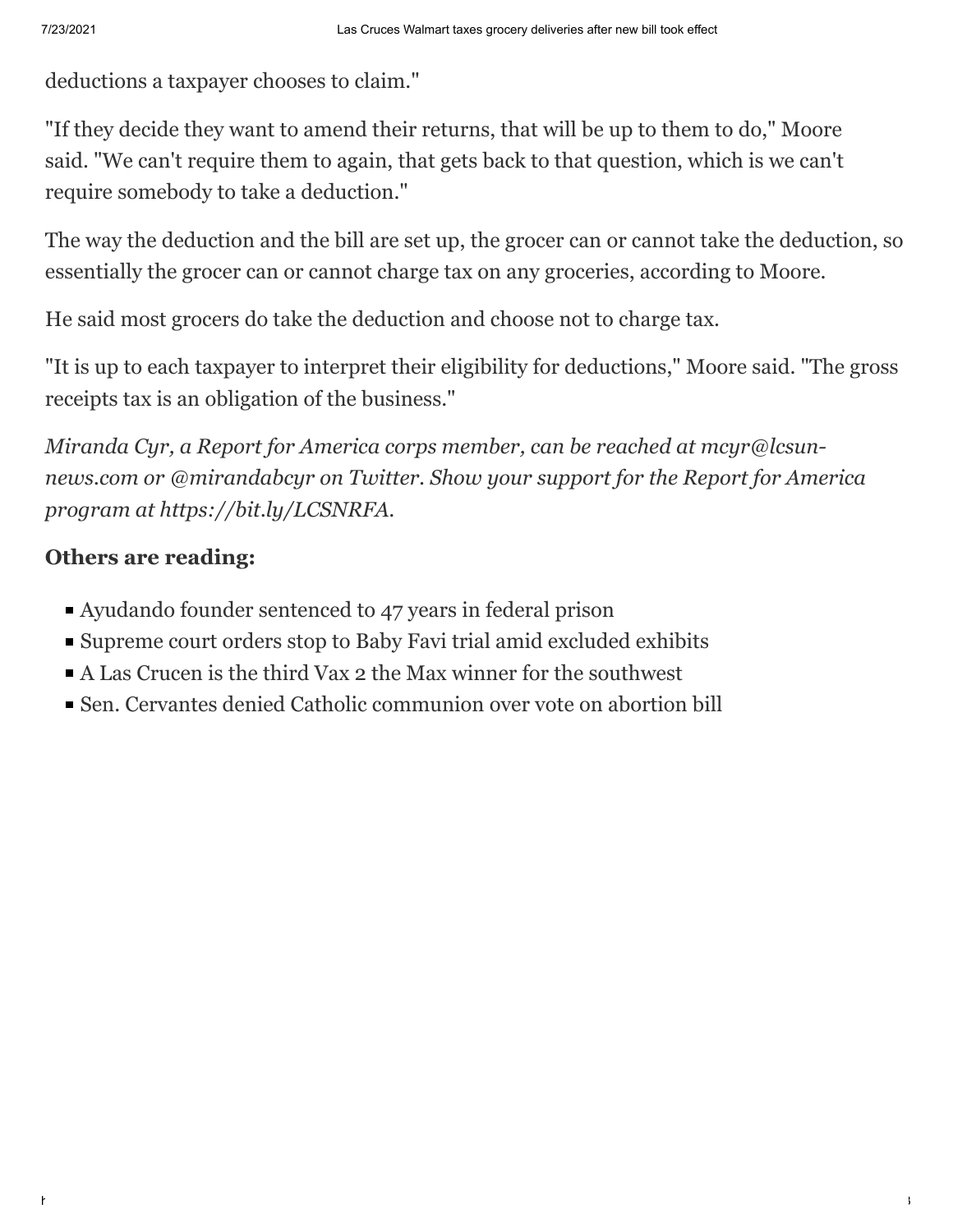deductions a taxpayer chooses to claim."

"If they decide they want to amend their returns, that will be up to them to do," Moore said. "We can't require them to again, that gets back to that question, which is we can't require somebody to take a deduction."

The way the deduction and the bill are set up, the grocer can or cannot take the deduction, so essentially the grocer can or cannot charge tax on any groceries, according to Moore.

He said most grocers do take the deduction and choose not to charge tax.

"It is up to each taxpayer to interpret their eligibility for deductions," Moore said. "The gross receipts tax is an obligation of the business."

*Miranda Cyr, a Report for America corps member, can be reached at mcyr@lcsun-news.com or @mirandabcyr on Twitter. Show your support for the Report for America program at https://bit.ly/LCSNRFA.*

**Others are reading:**

- Ayudando founder sentenced to 47 years in federal prison
- Supreme court orders stop to Baby Favi trial amid excluded exhibits
- A Las Crucen is the third Vax 2 the Max winner for the southwest
- Sen. Cervantes denied Catholic communion over vote on abortion bill